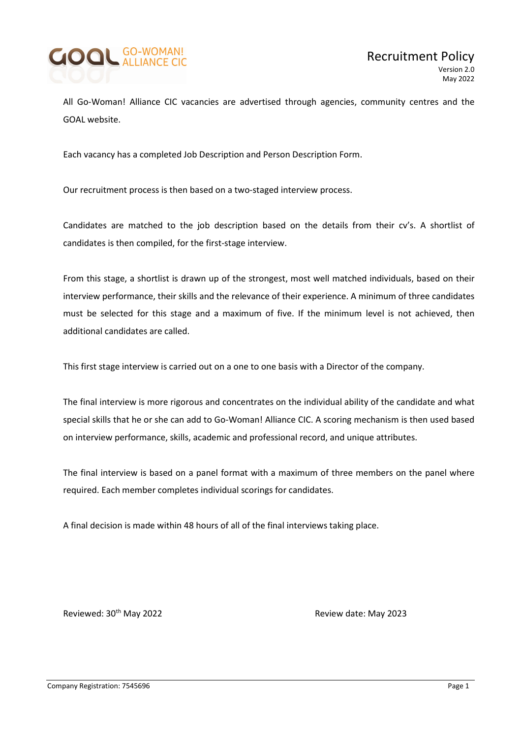GO-WOMAN! ALLIANCE CIC

# Recruitment Policy

Version 2.0
May 2022

All Go-Woman! Alliance CIC vacancies are advertised through agencies, community centres and the GOAL website.

Each vacancy has a completed Job Description and Person Description Form.

Our recruitment process is then based on a two-staged interview process.

Candidates are matched to the job description based on the details from their cv's. A shortlist of candidates is then compiled, for the first-stage interview.

From this stage, a shortlist is drawn up of the strongest, most well matched individuals, based on their interview performance, their skills and the relevance of their experience. A minimum of three candidates must be selected for this stage and a maximum of five. If the minimum level is not achieved, then additional candidates are called.

This first stage interview is carried out on a one to one basis with a Director of the company.

The final interview is more rigorous and concentrates on the individual ability of the candidate and what special skills that he or she can add to Go-Woman! Alliance CIC. A scoring mechanism is then used based on interview performance, skills, academic and professional record, and unique attributes.

The final interview is based on a panel format with a maximum of three members on the panel where required. Each member completes individual scorings for candidates.

A final decision is made within 48 hours of all of the final interviews taking place.

Reviewed: 30th May 2022

Review date: May 2023

Company Registration: 7545696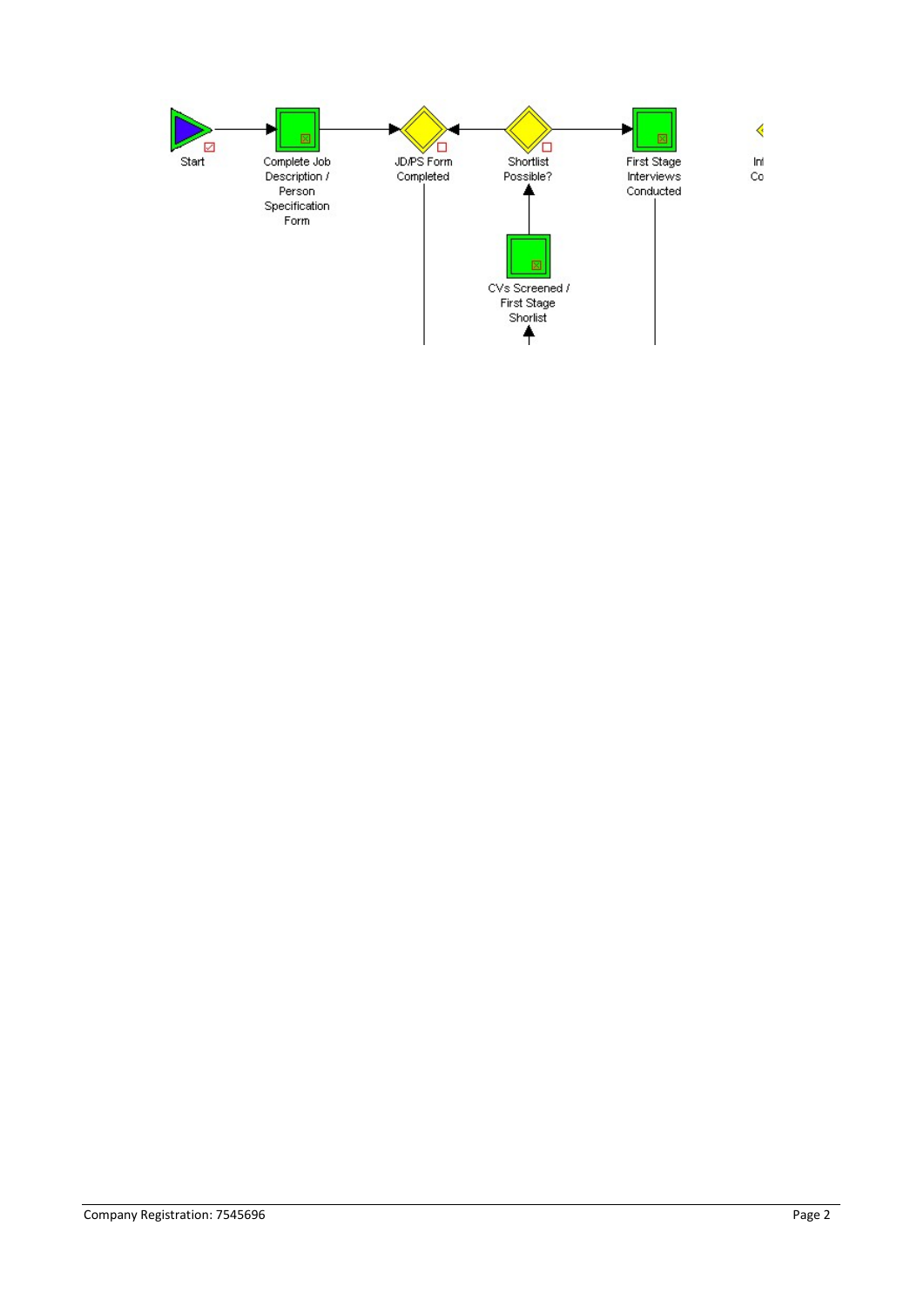Start

Complete Job Description / Person Specification Form

JD/PS Form Completed

Shortlist Possible?

First Stage Interviews Conducted

CVs Screened / First Stage Shorlist

Int

Co